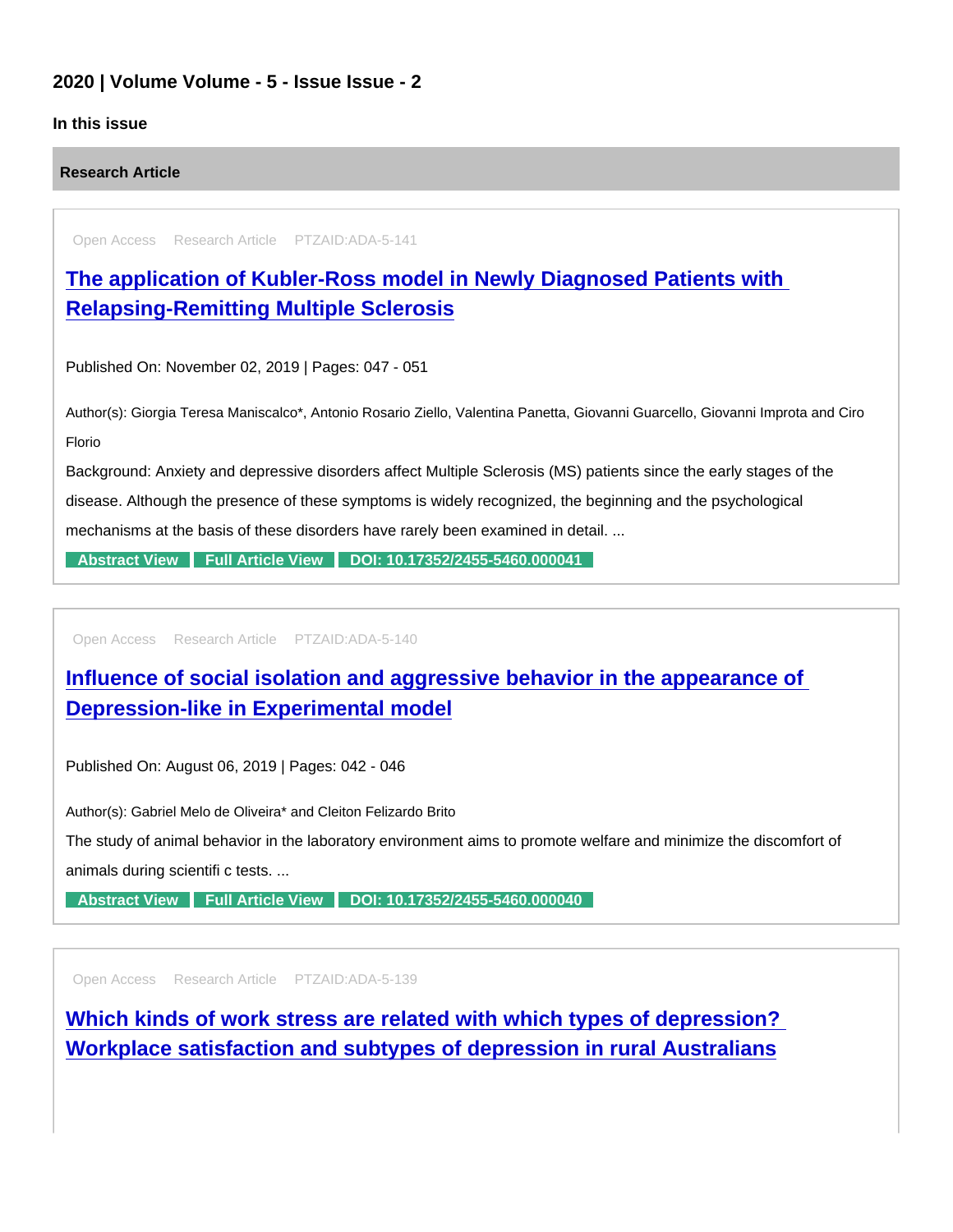## 2020 | Volume Volume - 5 - Issue Issue - 2

**In this issue**

### Research Article

Open Access Research Article PTZAID:ADA-5-141

### [The application of Kubler-Ross model in Newly Diagnosed Patients with Relapsing-Remitting Multiple Sclerosis]

Published On: November 02, 2019 | Pages: 047 - 051

Author(s): Giorgia Teresa Maniscalco*, Antonio Rosario Ziello, Valentina Panetta, Giovanni Guarcello, Giovanni Improta and Ciro Florio

Background: Anxiety and depressive disorders affect Multiple Sclerosis (MS) patients since the early stages of the disease. Although the presence of these symptoms is widely recognized, the beginning and the psychological mechanisms at the basis of these disorders have rarely been examined in detail. ...

Abstract View | Full Article View | DOI: 10.17352/2455-5460.000041

---

Open Access Research Article PTZAID:ADA-5-140

### [Influence of social isolation and aggressive behavior in the appearance of Depression-like in Experimental model]

Published On: August 06, 2019 | Pages: 042 - 046

Author(s): Gabriel Melo de Oliveira* and Cleiton Felizardo Brito

The study of animal behavior in the laboratory environment aims to promote welfare and minimize the discomfort of animals during scientifi c tests. ...

Abstract View | Full Article View | DOI: 10.17352/2455-5460.000040

---

Open Access Research Article PTZAID:ADA-5-139

### [Which kinds of work stress are related with which types of depression? Workplace satisfaction and subtypes of depression in rural Australians]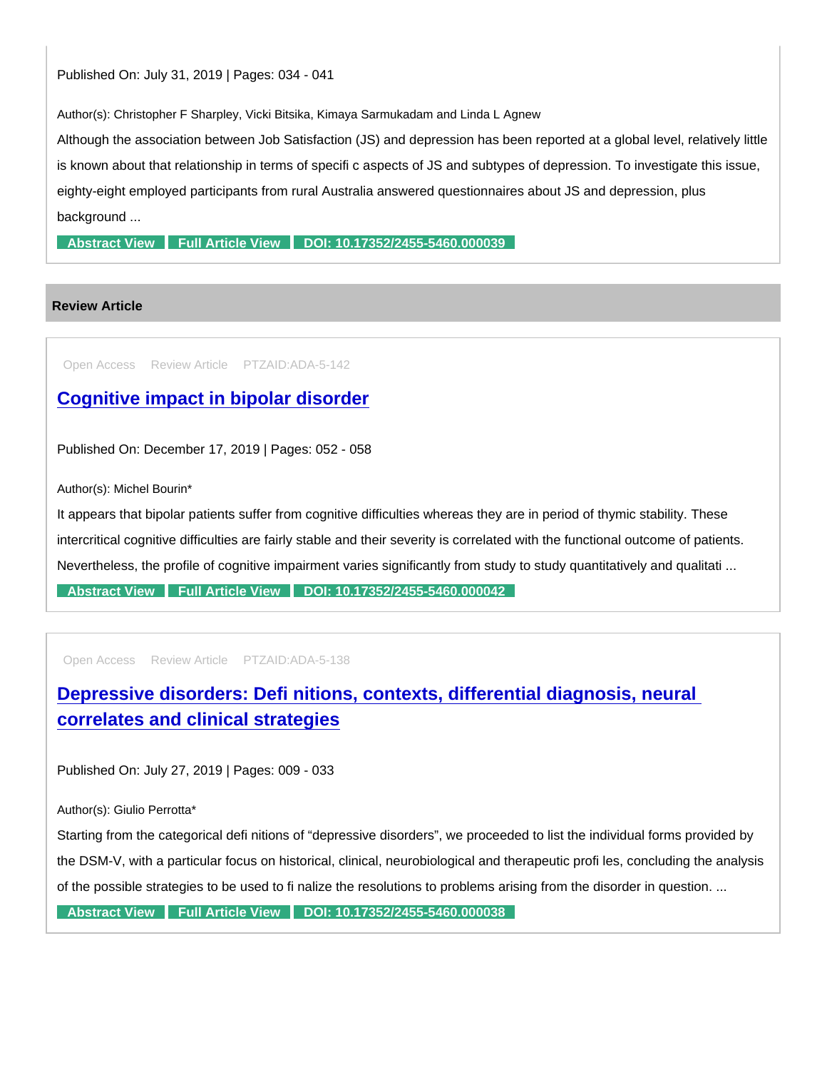Published On: July 31, 2019 | Pages: 034 - 041

Author(s): Christopher F Sharpley, Vicki Bitsika, Kimaya Sarmukadam and Linda L Agnew

Although the association between Job Satisfaction (JS) and depression has been reported at a global level, relatively little is known about that relationship in terms of specifi c aspects of JS and subtypes of depression. To investigate this issue, eighty-eight employed participants from rural Australia answered questionnaires about JS and depression, plus background ...

Abstract View | Full Article View | DOI: 10.17352/2455-5460.000039

## Review Article

Open Access Review Article PTZAID:ADA-5-142

### Cognitive impact in bipolar disorder

Published On: December 17, 2019 | Pages: 052 - 058

Author(s): Michel Bourin*

It appears that bipolar patients suffer from cognitive difficulties whereas they are in period of thymic stability. These intercritical cognitive difficulties are fairly stable and their severity is correlated with the functional outcome of patients. Nevertheless, the profile of cognitive impairment varies significantly from study to study quantitatively and qualitati ...

Abstract View | Full Article View | DOI: 10.17352/2455-5460.000042

Open Access Review Article PTZAID:ADA-5-138

### Depressive disorders: Defi nitions, contexts, differential diagnosis, neural correlates and clinical strategies

Published On: July 27, 2019 | Pages: 009 - 033

Author(s): Giulio Perrotta*

Starting from the categorical defi nitions of "depressive disorders", we proceeded to list the individual forms provided by the DSM-V, with a particular focus on historical, clinical, neurobiological and therapeutic profi les, concluding the analysis of the possible strategies to be used to fi nalize the resolutions to problems arising from the disorder in question. ...

Abstract View | Full Article View | DOI: 10.17352/2455-5460.000038